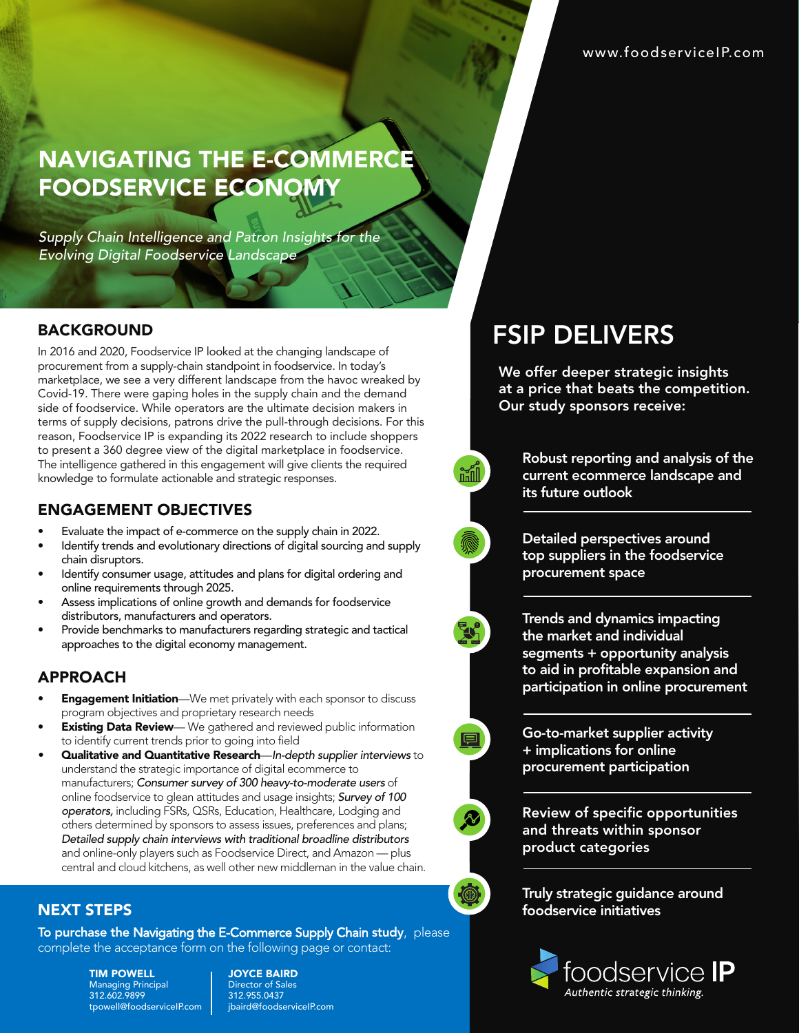www.foodserviceIP.com

# NAVIGATING THE E-COMMERCE FOODSERVICE ECONOMY

*Supply Chain Intelligence and Patron Insights for the Evolving Digital Foodservice Landscape*

## BACKGROUND

In 2016 and 2020, Foodservice IP looked at the changing landscape of procurement from a supply-chain standpoint in foodservice. In today's marketplace, we see a very different landscape from the havoc wreaked by Covid-19. There were gaping holes in the supply chain and the demand side of foodservice. While operators are the ultimate decision makers in terms of supply decisions, patrons drive the pull-through decisions. For this reason, Foodservice IP is expanding its 2022 research to include shoppers to present a 360 degree view of the digital marketplace in foodservice. The intelligence gathered in this engagement will give clients the required knowledge to formulate actionable and strategic responses.

## ENGAGEMENT OBJECTIVES

- Evaluate the impact of e-commerce on the supply chain in 2022.
- Identify trends and evolutionary directions of digital sourcing and supply chain disruptors.
- Identify consumer usage, attitudes and plans for digital ordering and online requirements through 2025.
- Assess implications of online growth and demands for foodservice distributors, manufacturers and operators.
- Provide benchmarks to manufacturers regarding strategic and tactical approaches to the digital economy management.

## APPROACH

- **Engagement Initiation**—We met privately with each sponsor to discuss program objectives and proprietary research needs
- **Existing Data Review**— We gathered and reviewed public information to identify current trends prior to going into field
- **Qualitative and Quantitative Research**—*In-depth supplier interviews* to understand the strategic importance of digital ecommerce to manufacturers; *Consumer survey of 300 heavy-to-moderate users* of online foodservice to glean attitudes and usage insights; *Survey of 100 operators,* including FSRs, QSRs, Education, Healthcare, Lodging and others determined by sponsors to assess issues, preferences and plans; *Detailed supply chain interviews with traditional broadline distributors* and online-only players such as Foodservice Direct, and Amazon — plus central and cloud kitchens, as well other new middleman in the value chain.

## NEXT STEPS

**To purchase the Navigating the E-Commerce Supply Chain study**, please complete the acceptance form on the following page or contact:

**TIM POWELL**
Managing Principal
312.602.9899
tpowell@foodserviceIP.com

**JOYCE BAIRD**
Director of Sales
312.955.0437
jbaird@foodserviceIP.com

## FSIP DELIVERS

**We offer deeper strategic insights at a price that beats the competition. Our study sponsors receive:**

- **Robust reporting and analysis of the current ecommerce landscape and its future outlook**
- **Detailed perspectives around top suppliers in the foodservice procurement space**
- **Trends and dynamics impacting the market and individual segments + opportunity analysis to aid in profitable expansion and participation in online procurement**
- **Go-to-market supplier activity + implications for online procurement participation**
- **Review of specific opportunities and threats within sponsor product categories**
- **Truly strategic guidance around foodservice initiatives**

foodservice IP
*Authentic strategic thinking.*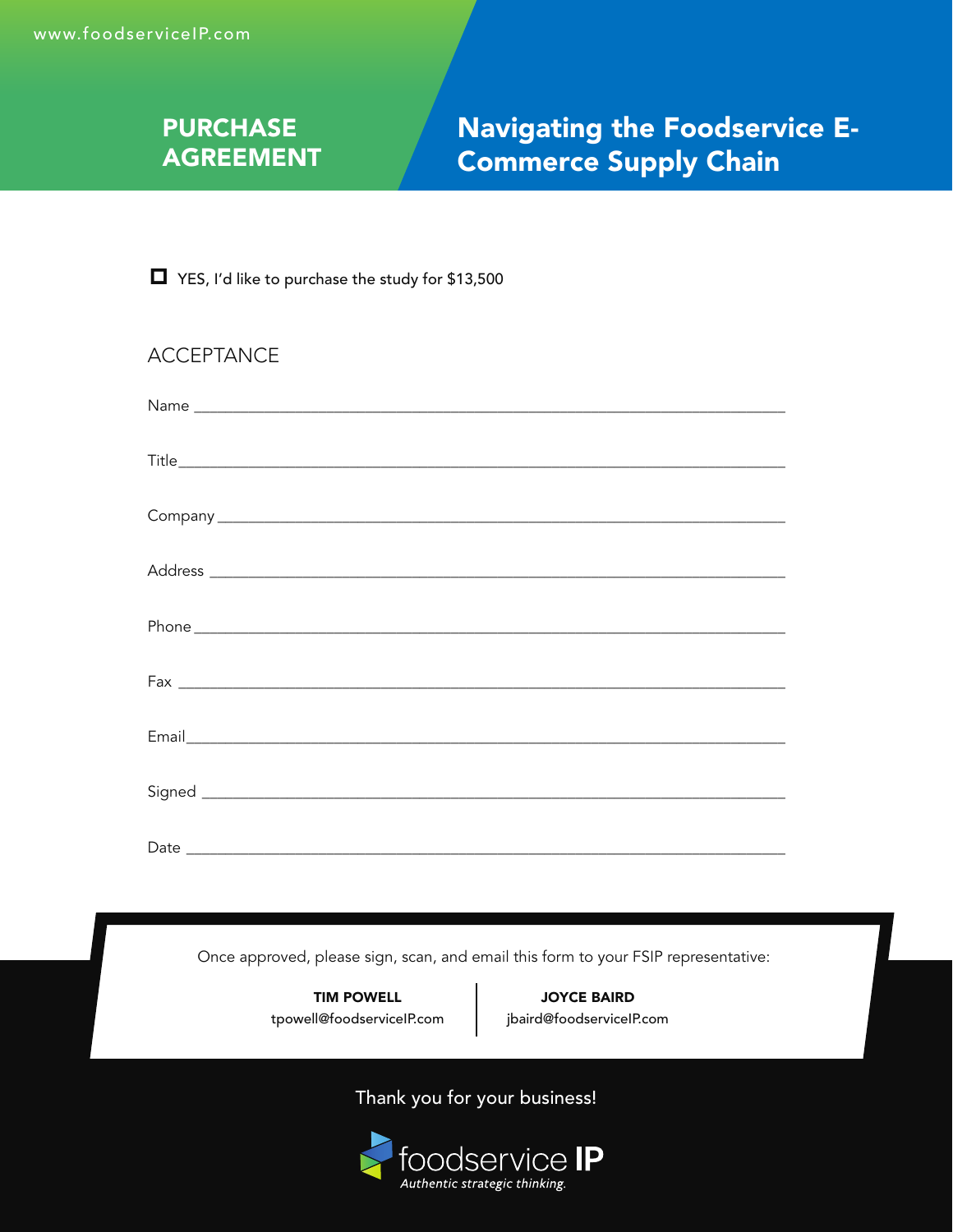www.foodserviceIP.com

# PURCHASE AGREEMENT

# Navigating the Foodservice E-Commerce Supply Chain

☐ YES, I'd like to purchase the study for $13,500

## ACCEPTANCE

Name ______________________________________________

Title ______________________________________________

Company ______________________________________________

Address ______________________________________________

Phone ______________________________________________

Fax ______________________________________________

Email ______________________________________________

Signed ______________________________________________

Date ______________________________________________

Once approved, please sign, scan, and email this form to your FSIP representative:

**TIM POWELL**
tpowell@foodserviceIP.com

**JOYCE BAIRD**
jbaird@foodserviceIP.com

Thank you for your business!

foodservice IP
*Authentic strategic thinking.*